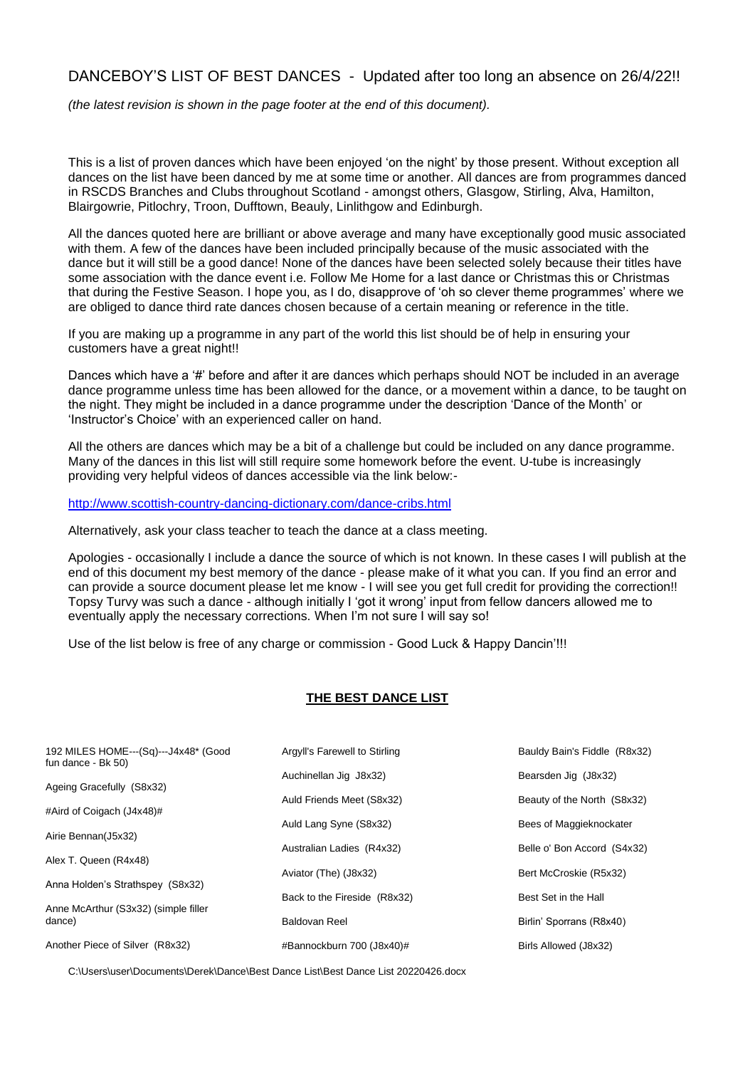# DANCEBOY'S LIST OF BEST DANCES - Updated after too long an absence on 26/4/22!!

*(the latest revision is shown in the page footer at the end of this document).*

This is a list of proven dances which have been enjoyed 'on the night' by those present. Without exception all dances on the list have been danced by me at some time or another. All dances are from programmes danced in RSCDS Branches and Clubs throughout Scotland - amongst others, Glasgow, Stirling, Alva, Hamilton, Blairgowrie, Pitlochry, Troon, Dufftown, Beauly, Linlithgow and Edinburgh.

All the dances quoted here are brilliant or above average and many have exceptionally good music associated with them. A few of the dances have been included principally because of the music associated with the dance but it will still be a good dance! None of the dances have been selected solely because their titles have some association with the dance event i.e. Follow Me Home for a last dance or Christmas this or Christmas that during the Festive Season. I hope you, as I do, disapprove of 'oh so clever theme programmes' where we are obliged to dance third rate dances chosen because of a certain meaning or reference in the title.

If you are making up a programme in any part of the world this list should be of help in ensuring your customers have a great night!!

Dances which have a '#' before and after it are dances which perhaps should NOT be included in an average dance programme unless time has been allowed for the dance, or a movement within a dance, to be taught on the night. They might be included in a dance programme under the description 'Dance of the Month' or 'Instructor's Choice' with an experienced caller on hand.

All the others are dances which may be a bit of a challenge but could be included on any dance programme. Many of the dances in this list will still require some homework before the event. U-tube is increasingly providing very helpful videos of dances accessible via the link below:-

http://www.scottish-country-dancing-dictionary.com/dance-cribs.html

Alternatively, ask your class teacher to teach the dance at a class meeting.

Apologies - occasionally I include a dance the source of which is not known. In these cases I will publish at the end of this document my best memory of the dance - please make of it what you can. If you find an error and can provide a source document please let me know - I will see you get full credit for providing the correction!! Topsy Turvy was such a dance - although initially I 'got it wrong' input from fellow dancers allowed me to eventually apply the necessary corrections. When I'm not sure I will say so!

Use of the list below is free of any charge or commission - Good Luck & Happy Dancin'!!!

## THE BEST DANCE LIST

192 MILES HOME---(Sq)---J4x48* (Good fun dance - Bk 50)

Ageing Gracefully (S8x32)

#Aird of Coigach (J4x48)#

Airie Bennan(J5x32)

Alex T. Queen (R4x48)

Anna Holden's Strathspey (S8x32)

Anne McArthur (S3x32) (simple filler dance)

Another Piece of Silver (R8x32)

Argyll's Farewell to Stirling

Auchinellan Jig J8x32)

Auld Friends Meet (S8x32)

Auld Lang Syne (S8x32)

Australian Ladies (R4x32)

Aviator (The) (J8x32)

Back to the Fireside (R8x32)

Baldovan Reel

#Bannockburn 700 (J8x40)#

Bauldy Bain's Fiddle (R8x32)

Bearsden Jig (J8x32)

Beauty of the North (S8x32)

Bees of Maggieknockater

Belle o' Bon Accord (S4x32)

Bert McCroskie (R5x32)

Best Set in the Hall

Birlin' Sporrans (R8x40)

Birls Allowed (J8x32)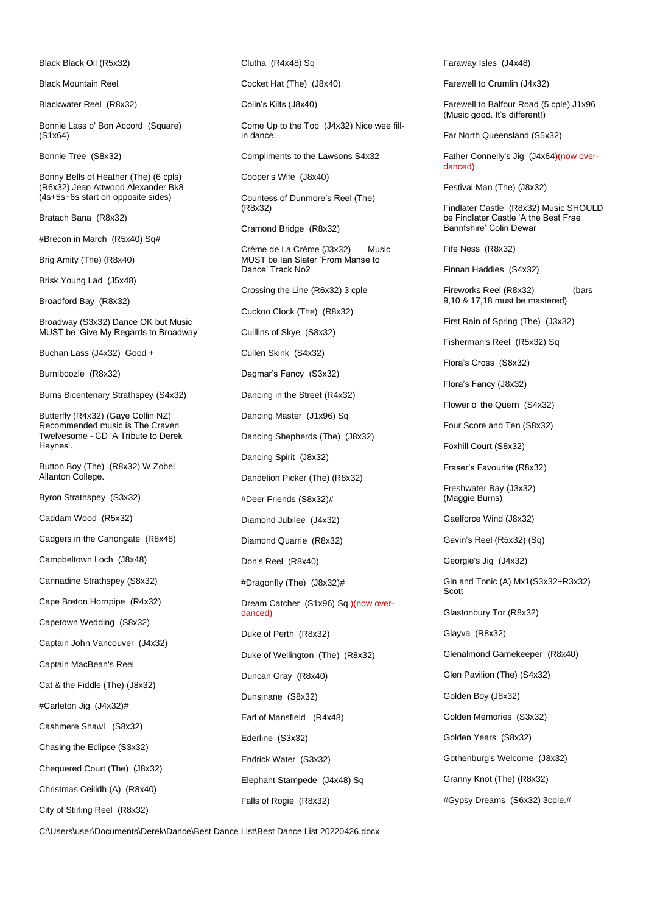Black Black Oil (R5x32)

Black Mountain Reel

Blackwater Reel (R8x32)

Bonnie Lass o' Bon Accord (Square) (S1x64)

Bonnie Tree (S8x32)

Bonny Bells of Heather (The) (6 cpls) (R6x32) Jean Attwood Alexander Bk8 (4s+5s+6s start on opposite sides)

Bratach Bana (R8x32)

#Brecon in March (R5x40) Sq#

Brig Amity (The) (R8x40)

Brisk Young Lad (J5x48)

Broadford Bay (R8x32)

Broadway (S3x32) Dance OK but Music MUST be 'Give My Regards to Broadway'

Buchan Lass (J4x32) Good +

Burniboozle (R8x32)

Burns Bicentenary Strathspey (S4x32)

Butterfly (R4x32) (Gaye Collin NZ) Recommended music is The Craven Twelvesome - CD 'A Tribute to Derek Haynes'.

Button Boy (The) (R8x32) W Zobel Allanton College.

Byron Strathspey (S3x32)

Caddam Wood (R5x32)

Cadgers in the Canongate (R8x48)

Campbeltown Loch (J8x48)

Cannadine Strathspey (S8x32)

Cape Breton Hornpipe (R4x32)

Capetown Wedding (S8x32)

Captain John Vancouver (J4x32)

Captain MacBean's Reel

Cat & the Fiddle (The) (J8x32)

#Carleton Jig (J4x32)#

Cashmere Shawl (S8x32)

Chasing the Eclipse (S3x32)

Chequered Court (The) (J8x32)

Christmas Ceilidh (A) (R8x40)

City of Stirling Reel (R8x32)

Clutha (R4x48) Sq

Cocket Hat (The) (J8x40)

Colin's Kilts (J8x40)

Come Up to the Top (J4x32) Nice wee fill-in dance.

Compliments to the Lawsons S4x32

Cooper's Wife (J8x40)

Countess of Dunmore's Reel (The) (R8x32)

Cramond Bridge (R8x32)

Crème de La Crème (J3x32) Music MUST be Ian Slater 'From Manse to Dance' Track No2

Crossing the Line (R6x32) 3 cple

Cuckoo Clock (The) (R8x32)

Cuillins of Skye (S8x32)

Cullen Skink (S4x32)

Dagmar's Fancy (S3x32)

Dancing in the Street (R4x32)

Dancing Master (J1x96) Sq

Dancing Shepherds (The) (J8x32)

Dancing Spirit (J8x32)

Dandelion Picker (The) (R8x32)

#Deer Friends (S8x32)#

Diamond Jubilee (J4x32)

Diamond Quarrie (R8x32)

Don's Reel (R8x40)

#Dragonfly (The) (J8x32)#

Dream Catcher (S1x96) Sq )(now over-danced)

Duke of Perth (R8x32)

Duke of Wellington (The) (R8x32)

Duncan Gray (R8x40)

Dunsinane (S8x32)

Earl of Mansfield (R4x48)

Ederline (S3x32)

Endrick Water (S3x32)

Elephant Stampede (J4x48) Sq

Falls of Rogie (R8x32)

Faraway Isles (J4x48)

Farewell to Crumlin (J4x32)

Farewell to Balfour Road (5 cple) J1x96 (Music good. It's different!)

Far North Queensland (S5x32)

Father Connelly's Jig (J4x64)(now over-danced)

Festival Man (The) (J8x32)

Findlater Castle (R8x32) Music SHOULD be Findlater Castle 'A the Best Frae Bannfshire' Colin Dewar

Fife Ness (R8x32)

Finnan Haddies (S4x32)

Fireworks Reel (R8x32) (bars 9,10 & 17,18 must be mastered)

First Rain of Spring (The) (J3x32)

Fisherman's Reel (R5x32) Sq

Flora's Cross (S8x32)

Flora's Fancy (J8x32)

Flower o' the Quern (S4x32)

Four Score and Ten (S8x32)

Foxhill Court (S8x32)

Fraser's Favourite (R8x32)

Freshwater Bay (J3x32) (Maggie Burns)

Gaelforce Wind (J8x32)

Gavin's Reel (R5x32) (Sq)

Georgie's Jig (J4x32)

Gin and Tonic (A) Mx1(S3x32+R3x32) Scott

Glastonbury Tor (R8x32)

Glayva (R8x32)

Glenalmond Gamekeeper (R8x40)

Glen Pavilion (The) (S4x32)

Golden Boy (J8x32)

Golden Memories (S3x32)

Golden Years (S8x32)

Gothenburg's Welcome (J8x32)

Granny Knot (The) (R8x32)

#Gypsy Dreams (S6x32) 3cple.#

C:\Users\user\Documents\Derek\Dance\Best Dance List\Best Dance List 20220426.docx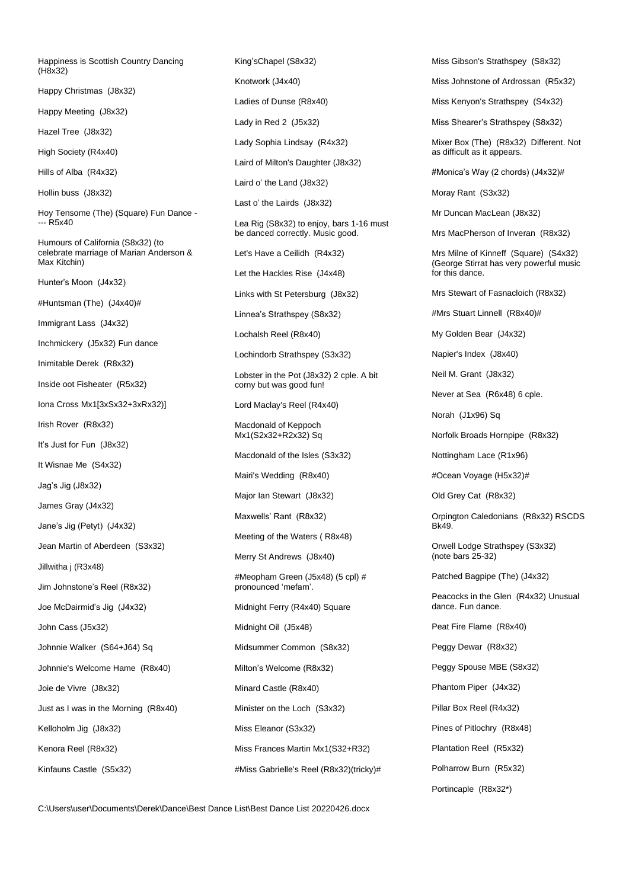Happiness is Scottish Country Dancing (H8x32)

Happy Christmas (J8x32)

Happy Meeting (J8x32)

Hazel Tree (J8x32)

High Society (R4x40)

Hills of Alba (R4x32)

Hollin buss (J8x32)

Hoy Tensome (The) (Square) Fun Dance - --- R5x40

Humours of California (S8x32) (to celebrate marriage of Marian Anderson & Max Kitchin)

Hunter's Moon (J4x32)

#Huntsman (The) (J4x40)#

Immigrant Lass (J4x32)

Inchmickery (J5x32) Fun dance

Inimitable Derek (R8x32)

Inside oot Fisheater (R5x32)

Iona Cross Mx1[3xSx32+3xRx32)]

Irish Rover (R8x32)

It's Just for Fun (J8x32)

It Wisnae Me (S4x32)

Jag's Jig (J8x32)

James Gray (J4x32)

Jane's Jig (Petyt) (J4x32)

Jean Martin of Aberdeen (S3x32)

Jillwitha j (R3x48)

Jim Johnstone's Reel (R8x32)

Joe McDairmid's Jig (J4x32)

John Cass (J5x32)

Johnnie Walker (S64+J64) Sq

Johnnie's Welcome Hame (R8x40)

Joie de Vivre (J8x32)

Just as I was in the Morning (R8x40)

Kelloholm Jig (J8x32)

Kenora Reel (R8x32)

Kinfauns Castle (S5x32)

King'sChapel (S8x32)

Knotwork (J4x40)

Ladies of Dunse (R8x40)

Lady in Red 2 (J5x32)

Lady Sophia Lindsay (R4x32)

Laird of Milton's Daughter (J8x32)

Laird o' the Land (J8x32)

Last o' the Lairds (J8x32)

Lea Rig (S8x32) to enjoy, bars 1-16 must be danced correctly. Music good.

Let's Have a Ceilidh (R4x32)

Let the Hackles Rise (J4x48)

Links with St Petersburg (J8x32)

Linnea's Strathspey (S8x32)

Lochalsh Reel (R8x40)

Lochindorb Strathspey (S3x32)

Lobster in the Pot (J8x32) 2 cple. A bit corny but was good fun!

Lord Maclay's Reel (R4x40)

Macdonald of Keppoch Mx1(S2x32+R2x32) Sq

Macdonald of the Isles (S3x32)

Mairi's Wedding (R8x40)

Major Ian Stewart (J8x32)

Maxwells' Rant (R8x32)

Meeting of the Waters ( R8x48)

Merry St Andrews (J8x40)

#Meopham Green (J5x48) (5 cpl) # pronounced 'mefam'.

Midnight Ferry (R4x40) Square

Midnight Oil (J5x48)

Midsummer Common (S8x32)

Milton's Welcome (R8x32)

Minard Castle (R8x40)

Minister on the Loch (S3x32)

Miss Eleanor (S3x32)

Miss Frances Martin Mx1(S32+R32)

#Miss Gabrielle's Reel (R8x32)(tricky)#

Miss Gibson's Strathspey (S8x32)

Miss Johnstone of Ardrossan (R5x32)

Miss Kenyon's Strathspey (S4x32)

Miss Shearer's Strathspey (S8x32)

Mixer Box (The) (R8x32) Different. Not as difficult as it appears.

#Monica's Way (2 chords) (J4x32)#

Moray Rant (S3x32)

Mr Duncan MacLean (J8x32)

Mrs MacPherson of Inveran (R8x32)

Mrs Milne of Kinneff (Square) (S4x32) (George Stirrat has very powerful music for this dance.

Mrs Stewart of Fasnacloich (R8x32)

#Mrs Stuart Linnell (R8x40)#

My Golden Bear (J4x32)

Napier's Index (J8x40)

Neil M. Grant (J8x32)

Never at Sea (R6x48) 6 cple.

Norah (J1x96) Sq

Norfolk Broads Hornpipe (R8x32)

Nottingham Lace (R1x96)

#Ocean Voyage (H5x32)#

Old Grey Cat (R8x32)

Orpington Caledonians (R8x32) RSCDS Bk49.

Orwell Lodge Strathspey (S3x32) (note bars 25-32)

Patched Bagpipe (The) (J4x32)

Peacocks in the Glen (R4x32) Unusual dance. Fun dance.

Peat Fire Flame (R8x40)

Peggy Dewar (R8x32)

Peggy Spouse MBE (S8x32)

Phantom Piper (J4x32)

Pillar Box Reel (R4x32)

Pines of Pitlochry (R8x48)

Plantation Reel (R5x32)

Polharrow Burn (R5x32)

Portincaple (R8x32*)

C:\Users\user\Documents\Derek\Dance\Best Dance List\Best Dance List 20220426.docx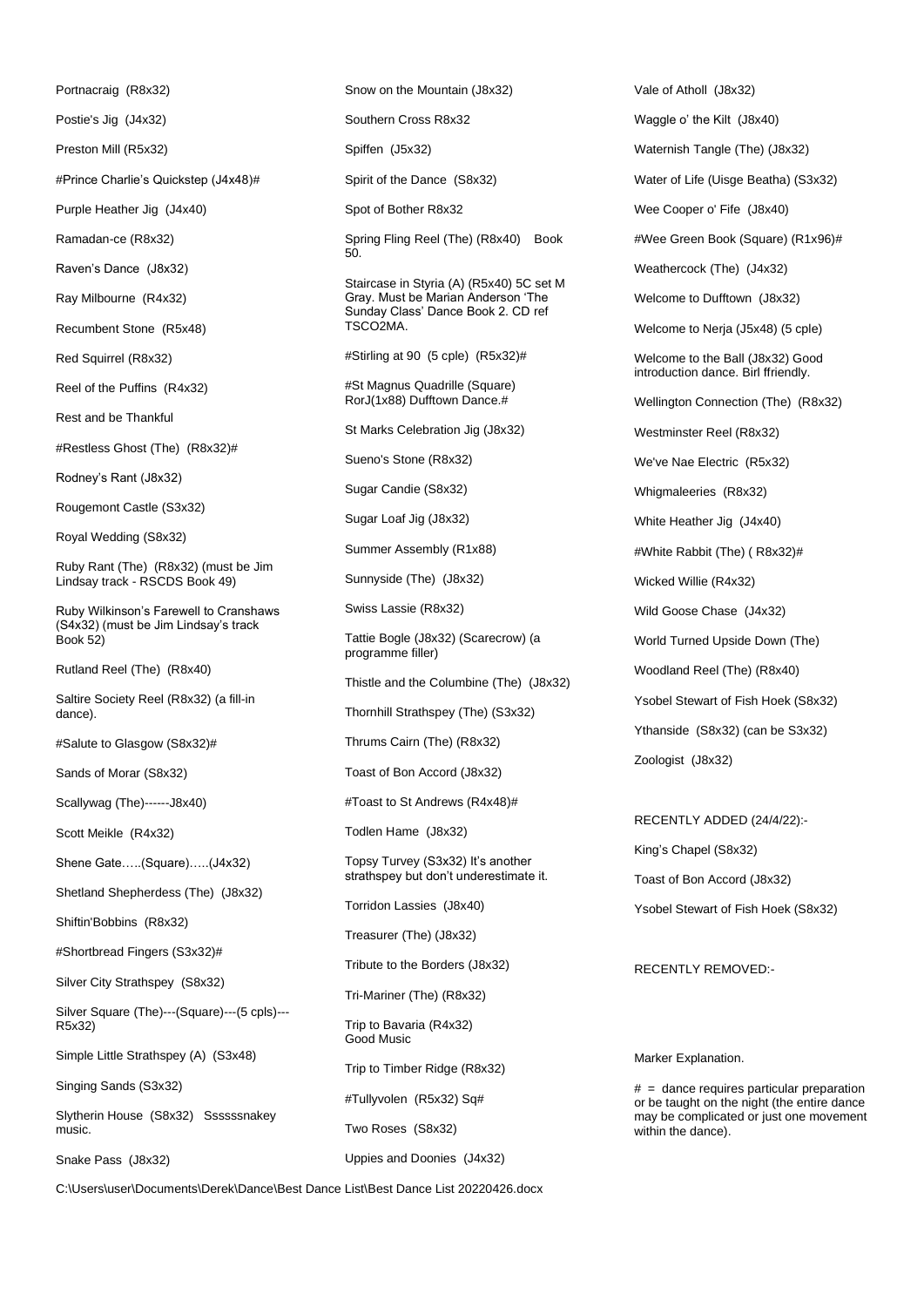Portnacraig (R8x32)

Postie's Jig (J4x32)

Preston Mill (R5x32)

#Prince Charlie's Quickstep (J4x48)#

Purple Heather Jig (J4x40)

Ramadan-ce (R8x32)

Raven's Dance (J8x32)

Ray Milbourne (R4x32)

Recumbent Stone (R5x48)

Red Squirrel (R8x32)

Reel of the Puffins (R4x32)

Rest and be Thankful

#Restless Ghost (The) (R8x32)#

Rodney's Rant (J8x32)

Rougemont Castle (S3x32)

Royal Wedding (S8x32)

Ruby Rant (The) (R8x32) (must be Jim Lindsay track - RSCDS Book 49)

Ruby Wilkinson's Farewell to Cranshaws (S4x32) (must be Jim Lindsay's track Book 52)

Rutland Reel (The) (R8x40)

Saltire Society Reel (R8x32) (a fill-in dance).

#Salute to Glasgow (S8x32)#

Sands of Morar (S8x32)

Scallywag (The)------J8x40)

Scott Meikle (R4x32)

Shene Gate…..(Square)…..(J4x32)

Shetland Shepherdess (The) (J8x32)

Shiftin'Bobbins (R8x32)

#Shortbread Fingers (S3x32)#

Silver City Strathspey (S8x32)

Silver Square (The)---(Square)---(5 cpls)---R5x32)

Simple Little Strathspey (A) (S3x48)

Singing Sands (S3x32)

Slytherin House (S8x32) Ssssssnakey music.

Snake Pass (J8x32)

Snow on the Mountain (J8x32)

Southern Cross R8x32

Spiffen (J5x32)

Spirit of the Dance (S8x32)

Spot of Bother R8x32

Spring Fling Reel (The) (R8x40) Book 50.

Staircase in Styria (A) (R5x40) 5C set M Gray. Must be Marian Anderson 'The Sunday Class' Dance Book 2. CD ref TSCO2MA.

#Stirling at 90 (5 cple) (R5x32)#

#St Magnus Quadrille (Square) RorJ(1x88) Dufftown Dance.#

St Marks Celebration Jig (J8x32)

Sueno's Stone (R8x32)

Sugar Candie (S8x32)

Sugar Loaf Jig (J8x32)

Summer Assembly (R1x88)

Sunnyside (The) (J8x32)

Swiss Lassie (R8x32)

Tattie Bogle (J8x32) (Scarecrow) (a programme filler)

Thistle and the Columbine (The) (J8x32)

Thornhill Strathspey (The) (S3x32)

Thrums Cairn (The) (R8x32)

Toast of Bon Accord (J8x32)

#Toast to St Andrews (R4x48)#

Todlen Hame (J8x32)

Topsy Turvey (S3x32) It's another strathspey but don't underestimate it.

Torridon Lassies (J8x40)

Treasurer (The) (J8x32)

Tribute to the Borders (J8x32)

Tri-Mariner (The) (R8x32)

Trip to Bavaria (R4x32)
Good Music

Trip to Timber Ridge (R8x32)

#Tullyvolen (R5x32) Sq#

Two Roses (S8x32)

Uppies and Doonies (J4x32)

Vale of Atholl (J8x32)

Waggle o' the Kilt (J8x40)

Waternish Tangle (The) (J8x32)

Water of Life (Uisge Beatha) (S3x32)

Wee Cooper o' Fife (J8x40)

#Wee Green Book (Square) (R1x96)#

Weathercock (The) (J4x32)

Welcome to Dufftown (J8x32)

Welcome to Nerja (J5x48) (5 cple)

Welcome to the Ball (J8x32) Good introduction dance. Birl ffriendly.

Wellington Connection (The) (R8x32)

Westminster Reel (R8x32)

We've Nae Electric (R5x32)

Whigmaleeries (R8x32)

White Heather Jig (J4x40)

#White Rabbit (The) ( R8x32)#

Wicked Willie (R4x32)

Wild Goose Chase (J4x32)

World Turned Upside Down (The)

Woodland Reel (The) (R8x40)

Ysobel Stewart of Fish Hoek (S8x32)

Ythanside (S8x32) (can be S3x32)

Zoologist (J8x32)

RECENTLY ADDED (24/4/22):-

King's Chapel (S8x32)

Toast of Bon Accord (J8x32)

Ysobel Stewart of Fish Hoek (S8x32)

RECENTLY REMOVED:-

Marker Explanation.

# = dance requires particular preparation or be taught on the night (the entire dance may be complicated or just one movement within the dance).

C:\Users\user\Documents\Derek\Dance\Best Dance List\Best Dance List 20220426.docx